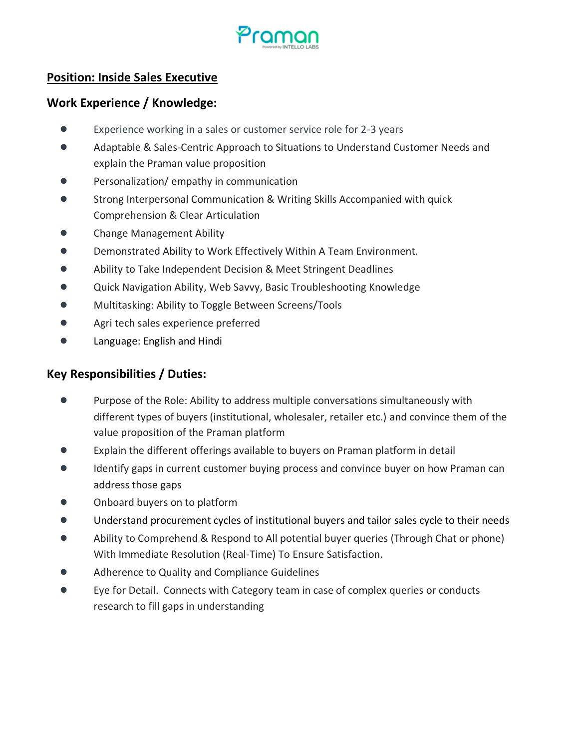Praman

Powered by INTELLO LABS

**Position: Inside Sales Executive**

## Work Experience / Knowledge:

- Experience working in a sales or customer service role for 2-3 years
- Adaptable & Sales-Centric Approach to Situations to Understand Customer Needs and explain the Praman value proposition
- Personalization/ empathy in communication
- Strong Interpersonal Communication & Writing Skills Accompanied with quick Comprehension & Clear Articulation
- Change Management Ability
- Demonstrated Ability to Work Effectively Within A Team Environment.
- Ability to Take Independent Decision & Meet Stringent Deadlines
- Quick Navigation Ability, Web Savvy, Basic Troubleshooting Knowledge
- Multitasking: Ability to Toggle Between Screens/Tools
- Agri tech sales experience preferred
- Language: English and Hindi

## Key Responsibilities / Duties:

- Purpose of the Role: Ability to address multiple conversations simultaneously with different types of buyers (institutional, wholesaler, retailer etc.) and convince them of the value proposition of the Praman platform
- Explain the different offerings available to buyers on Praman platform in detail
- Identify gaps in current customer buying process and convince buyer on how Praman can address those gaps
- Onboard buyers on to platform
- Understand procurement cycles of institutional buyers and tailor sales cycle to their needs
- Ability to Comprehend & Respond to All potential buyer queries (Through Chat or phone) With Immediate Resolution (Real-Time) To Ensure Satisfaction.
- Adherence to Quality and Compliance Guidelines
- Eye for Detail. Connects with Category team in case of complex queries or conducts research to fill gaps in understanding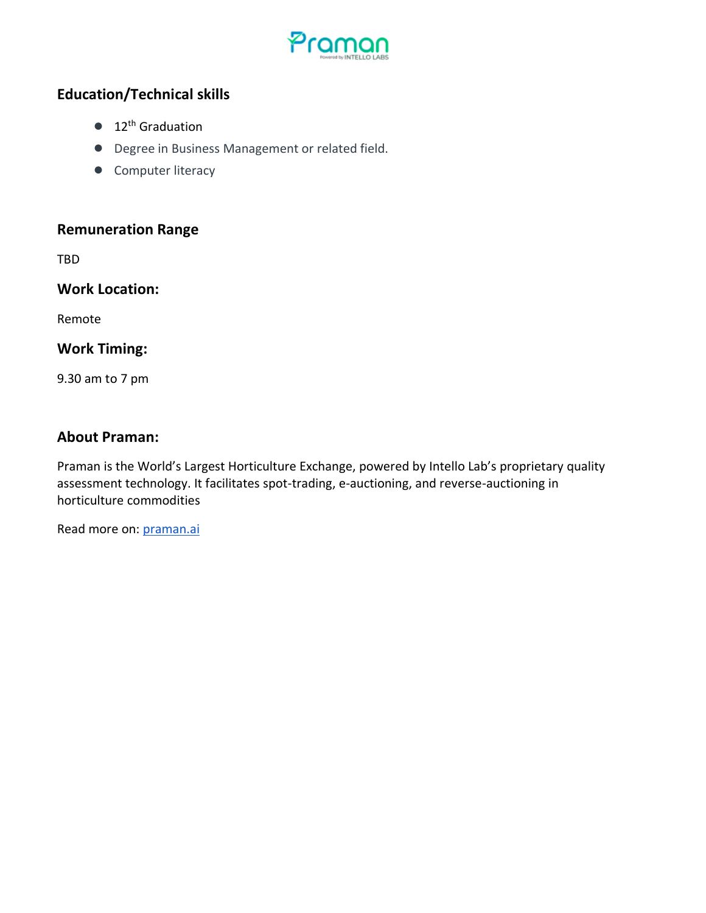## Education/Technical skills

- 12th Graduation
- Degree in Business Management or related field.
- Computer literacy

## Remuneration Range

TBD

## Work Location:

Remote

## Work Timing:

9.30 am to 7 pm

## About Praman:

Praman is the World's Largest Horticulture Exchange, powered by Intello Lab's proprietary quality assessment technology. It facilitates spot-trading, e-auctioning, and reverse-auctioning in horticulture commodities

Read more on: [praman.ai](praman.ai)